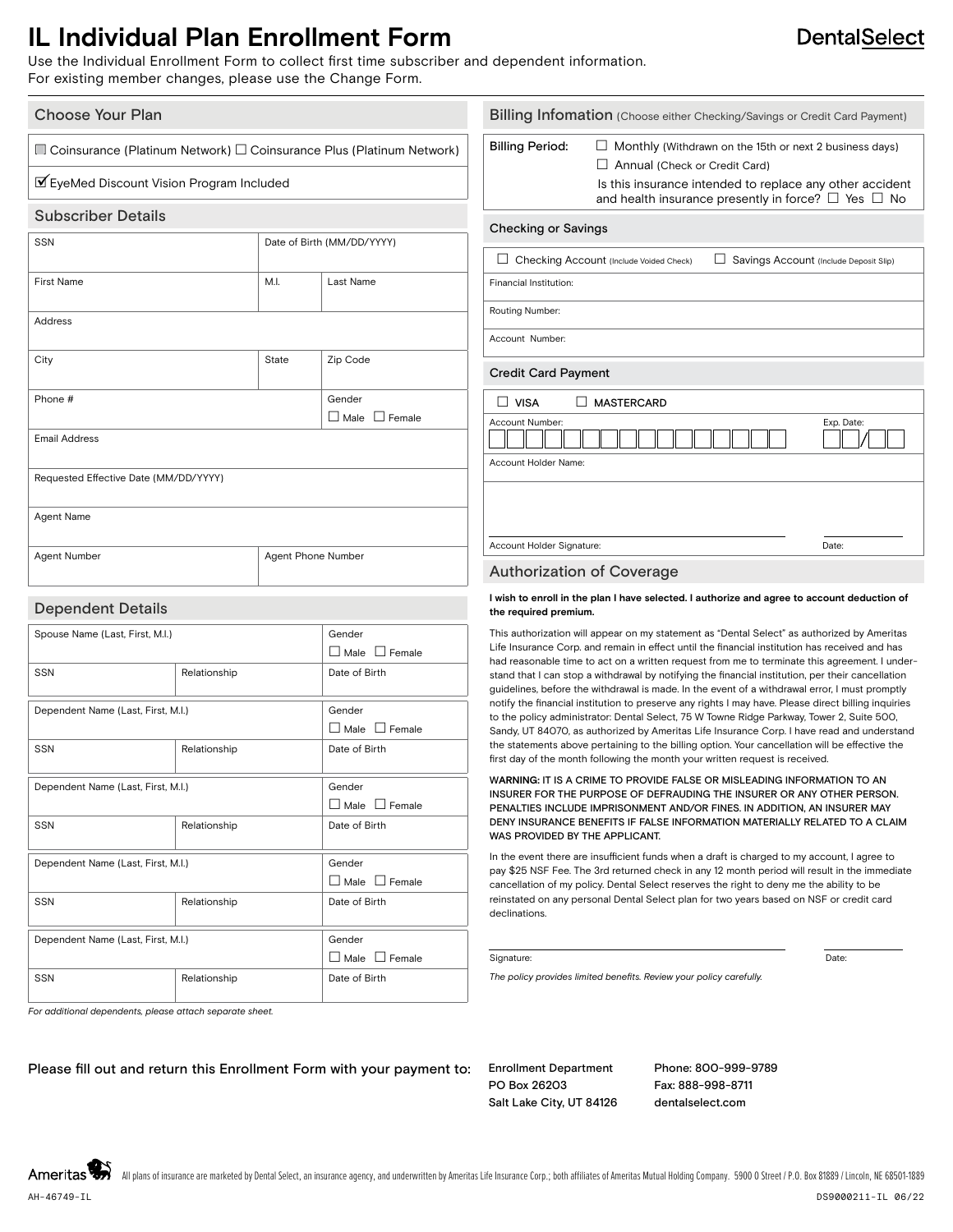# IL Individual Plan Enrollment Form

DentalSelect

Use the Individual Enrollment Form to collect first time subscriber and dependent information.
For existing member changes, please use the Change Form.

## Choose Your Plan

☐ Coinsurance (Platinum Network) ☐ Coinsurance Plus (Platinum Network)

☑ EyeMed Discount Vision Program Included

## Subscriber Details

| | | |
|---|---|---|
| SSN | Date of Birth (MM/DD/YYYY) | |
| First Name | M.I. | Last Name |
| Address | | |
| City | State | Zip Code |
| Phone # | | Gender ☐ Male ☐ Female |
| Email Address | | |
| Requested Effective Date (MM/DD/YYYY) | | |
| Agent Name | | |
| Agent Number | Agent Phone Number | |

## Dependent Details

| | | |
|---|---|---|
| Spouse Name (Last, First, M.I.) | | Gender ☐ Male ☐ Female |
| SSN | Relationship | Date of Birth |
| Dependent Name (Last, First, M.I.) | | Gender ☐ Male ☐ Female |
| SSN | Relationship | Date of Birth |
| Dependent Name (Last, First, M.I.) | | Gender ☐ Male ☐ Female |
| SSN | Relationship | Date of Birth |
| Dependent Name (Last, First, M.I.) | | Gender ☐ Male ☐ Female |
| SSN | Relationship | Date of Birth |
| Dependent Name (Last, First, M.I.) | | Gender ☐ Male ☐ Female |
| SSN | Relationship | Date of Birth |

*For additional dependents, please attach separate sheet.*

## Billing Infomation (Choose either Checking/Savings or Credit Card Payment)

Billing Period: ☐ Monthly (Withdrawn on the 15th or next 2 business days)
☐ Annual (Check or Credit Card)

Is this insurance intended to replace any other accident and health insurance presently in force? ☐ Yes ☐ No

### Checking or Savings

☐ Checking Account (Include Voided Check) ☐ Savings Account (Include Deposit Slip)

Financial Institution:

Routing Number:

Account Number:

### Credit Card Payment

☐ VISA ☐ MASTERCARD

Account Number: Exp. Date: /

Account Holder Name:

Account Holder Signature: Date:

## Authorization of Coverage

**I wish to enroll in the plan I have selected. I authorize and agree to account deduction of the required premium.**

This authorization will appear on my statement as "Dental Select" as authorized by Ameritas Life Insurance Corp. and remain in effect until the financial institution has received and has had reasonable time to act on a written request from me to terminate this agreement. I understand that I can stop a withdrawal by notifying the financial institution, per their cancellation guidelines, before the withdrawal is made. In the event of a withdrawal error, I must promptly notify the financial institution to preserve any rights I may have. Please direct billing inquiries to the policy administrator: Dental Select, 75 W Towne Ridge Parkway, Tower 2, Suite 500, Sandy, UT 84070, as authorized by Ameritas Life Insurance Corp. I have read and understand the statements above pertaining to the billing option. Your cancellation will be effective the first day of the month following the month your written request is received.

WARNING: IT IS A CRIME TO PROVIDE FALSE OR MISLEADING INFORMATION TO AN INSURER FOR THE PURPOSE OF DEFRAUDING THE INSURER OR ANY OTHER PERSON. PENALTIES INCLUDE IMPRISONMENT AND/OR FINES. IN ADDITION, AN INSURER MAY DENY INSURANCE BENEFITS IF FALSE INFORMATION MATERIALLY RELATED TO A CLAIM WAS PROVIDED BY THE APPLICANT.

In the event there are insufficient funds when a draft is charged to my account, I agree to pay $25 NSF Fee. The 3rd returned check in any 12 month period will result in the immediate cancellation of my policy. Dental Select reserves the right to deny me the ability to be reinstated on any personal Dental Select plan for two years based on NSF or credit card declinations.

Signature: Date:

*The policy provides limited benefits. Review your policy carefully.*

Please fill out and return this Enrollment Form with your payment to:

Enrollment Department
PO Box 26203
Salt Lake City, UT 84126

Phone: 800-999-9789
Fax: 888-998-8711
dentalselect.com

Ameritas — All plans of insurance are marketed by Dental Select, an insurance agency, and underwritten by Ameritas Life Insurance Corp.; both affiliates of Ameritas Mutual Holding Company. 5900 O Street / P.O. Box 81889 / Lincoln, NE 68501-1889

AH-46749-IL DS9000211-IL 06/22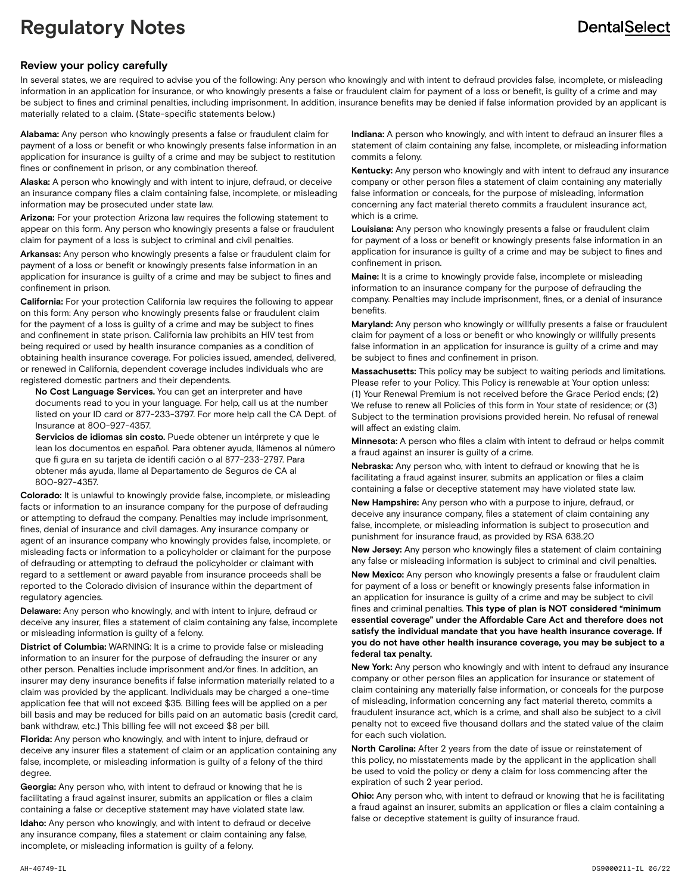# Regulatory Notes

DentalSelect

## Review your policy carefully

In several states, we are required to advise you of the following: Any person who knowingly and with intent to defraud provides false, incomplete, or misleading information in an application for insurance, or who knowingly presents a false or fraudulent claim for payment of a loss or benefit, is guilty of a crime and may be subject to fines and criminal penalties, including imprisonment. In addition, insurance benefits may be denied if false information provided by an applicant is materially related to a claim. (State-specific statements below.)

**Alabama:** Any person who knowingly presents a false or fraudulent claim for payment of a loss or benefit or who knowingly presents false information in an application for insurance is guilty of a crime and may be subject to restitution fines or confinement in prison, or any combination thereof.

**Alaska:** A person who knowingly and with intent to injure, defraud, or deceive an insurance company files a claim containing false, incomplete, or misleading information may be prosecuted under state law.

**Arizona:** For your protection Arizona law requires the following statement to appear on this form. Any person who knowingly presents a false or fraudulent claim for payment of a loss is subject to criminal and civil penalties.

**Arkansas:** Any person who knowingly presents a false or fraudulent claim for payment of a loss or benefit or knowingly presents false information in an application for insurance is guilty of a crime and may be subject to fines and confinement in prison.

**California:** For your protection California law requires the following to appear on this form: Any person who knowingly presents false or fraudulent claim for the payment of a loss is guilty of a crime and may be subject to fines and confinement in state prison. California law prohibits an HIV test from being required or used by health insurance companies as a condition of obtaining health insurance coverage. For policies issued, amended, delivered, or renewed in California, dependent coverage includes individuals who are registered domestic partners and their dependents.

> **No Cost Language Services.** You can get an interpreter and have documents read to you in your language. For help, call us at the number listed on your ID card or 877-233-3797. For more help call the CA Dept. of Insurance at 800-927-4357.
>
> **Servicios de idiomas sin costo.** Puede obtener un intérprete y que le lean los documentos en español. Para obtener ayuda, llámenos al número que fi gura en su tarjeta de identifi cación o al 877-233-2797. Para obtener más ayuda, llame al Departamento de Seguros de CA al 800-927-4357.

**Colorado:** It is unlawful to knowingly provide false, incomplete, or misleading facts or information to an insurance company for the purpose of defrauding or attempting to defraud the company. Penalties may include imprisonment, fines, denial of insurance and civil damages. Any insurance company or agent of an insurance company who knowingly provides false, incomplete, or misleading facts or information to a policyholder or claimant for the purpose of defrauding or attempting to defraud the policyholder or claimant with regard to a settlement or award payable from insurance proceeds shall be reported to the Colorado division of insurance within the department of regulatory agencies.

**Delaware:** Any person who knowingly, and with intent to injure, defraud or deceive any insurer, files a statement of claim containing any false, incomplete or misleading information is guilty of a felony.

**District of Columbia:** WARNING: It is a crime to provide false or misleading information to an insurer for the purpose of defrauding the insurer or any other person. Penalties include imprisonment and/or fines. In addition, an insurer may deny insurance benefits if false information materially related to a claim was provided by the applicant. Individuals may be charged a one-time application fee that will not exceed $35. Billing fees will be applied on a per bill basis and may be reduced for bills paid on an automatic basis (credit card, bank withdraw, etc.) This billing fee will not exceed $8 per bill.

**Florida:** Any person who knowingly, and with intent to injure, defraud or deceive any insurer files a statement of claim or an application containing any false, incomplete, or misleading information is guilty of a felony of the third degree.

**Georgia:** Any person who, with intent to defraud or knowing that he is facilitating a fraud against insurer, submits an application or files a claim containing a false or deceptive statement may have violated state law.

**Idaho:** Any person who knowingly, and with intent to defraud or deceive any insurance company, files a statement or claim containing any false, incomplete, or misleading information is guilty of a felony.

**Indiana:** A person who knowingly, and with intent to defraud an insurer files a statement of claim containing any false, incomplete, or misleading information commits a felony.

**Kentucky:** Any person who knowingly and with intent to defraud any insurance company or other person files a statement of claim containing any materially false information or conceals, for the purpose of misleading, information concerning any fact material thereto commits a fraudulent insurance act, which is a crime.

**Louisiana:** Any person who knowingly presents a false or fraudulent claim for payment of a loss or benefit or knowingly presents false information in an application for insurance is guilty of a crime and may be subject to fines and confinement in prison.

**Maine:** It is a crime to knowingly provide false, incomplete or misleading information to an insurance company for the purpose of defrauding the company. Penalties may include imprisonment, fines, or a denial of insurance benefits.

**Maryland:** Any person who knowingly or willfully presents a false or fraudulent claim for payment of a loss or benefit or who knowingly or willfully presents false information in an application for insurance is guilty of a crime and may be subject to fines and confinement in prison.

**Massachusetts:** This policy may be subject to waiting periods and limitations. Please refer to your Policy. This Policy is renewable at Your option unless: (1) Your Renewal Premium is not received before the Grace Period ends; (2) We refuse to renew all Policies of this form in Your state of residence; or (3) Subject to the termination provisions provided herein. No refusal of renewal will affect an existing claim.

**Minnesota:** A person who files a claim with intent to defraud or helps commit a fraud against an insurer is guilty of a crime.

**Nebraska:** Any person who, with intent to defraud or knowing that he is facilitating a fraud against insurer, submits an application or files a claim containing a false or deceptive statement may have violated state law.

**New Hampshire:** Any person who with a purpose to injure, defraud, or deceive any insurance company, files a statement of claim containing any false, incomplete, or misleading information is subject to prosecution and punishment for insurance fraud, as provided by RSA 638.20

**New Jersey:** Any person who knowingly files a statement of claim containing any false or misleading information is subject to criminal and civil penalties.

**New Mexico:** Any person who knowingly presents a false or fraudulent claim for payment of a loss or benefit or knowingly presents false information in an application for insurance is guilty of a crime and may be subject to civil fines and criminal penalties. **This type of plan is NOT considered "minimum essential coverage" under the Affordable Care Act and therefore does not satisfy the individual mandate that you have health insurance coverage. If you do not have other health insurance coverage, you may be subject to a federal tax penalty.**

**New York:** Any person who knowingly and with intent to defraud any insurance company or other person files an application for insurance or statement of claim containing any materially false information, or conceals for the purpose of misleading, information concerning any fact material thereto, commits a fraudulent insurance act, which is a crime, and shall also be subject to a civil penalty not to exceed five thousand dollars and the stated value of the claim for each such violation.

**North Carolina:** After 2 years from the date of issue or reinstatement of this policy, no misstatements made by the applicant in the application shall be used to void the policy or deny a claim for loss commencing after the expiration of such 2 year period.

**Ohio:** Any person who, with intent to defraud or knowing that he is facilitating a fraud against an insurer, submits an application or files a claim containing a false or deceptive statement is guilty of insurance fraud.

AH-46749-IL

DS9000211-IL 06/22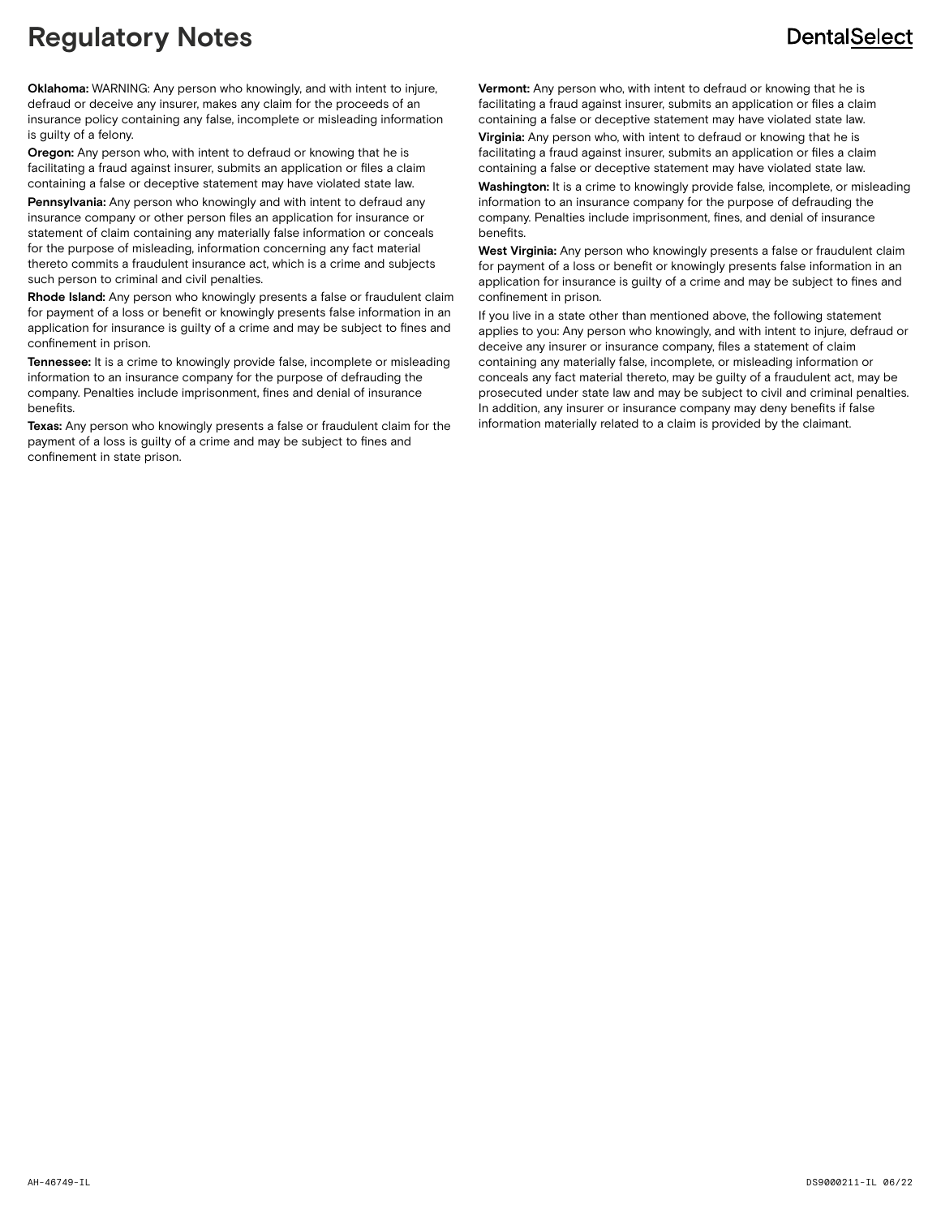# Regulatory Notes

**Oklahoma:** WARNING: Any person who knowingly, and with intent to injure, defraud or deceive any insurer, makes any claim for the proceeds of an insurance policy containing any false, incomplete or misleading information is guilty of a felony.

**Oregon:** Any person who, with intent to defraud or knowing that he is facilitating a fraud against insurer, submits an application or files a claim containing a false or deceptive statement may have violated state law.

**Pennsylvania:** Any person who knowingly and with intent to defraud any insurance company or other person files an application for insurance or statement of claim containing any materially false information or conceals for the purpose of misleading, information concerning any fact material thereto commits a fraudulent insurance act, which is a crime and subjects such person to criminal and civil penalties.

**Rhode Island:** Any person who knowingly presents a false or fraudulent claim for payment of a loss or benefit or knowingly presents false information in an application for insurance is guilty of a crime and may be subject to fines and confinement in prison.

**Tennessee:** It is a crime to knowingly provide false, incomplete or misleading information to an insurance company for the purpose of defrauding the company. Penalties include imprisonment, fines and denial of insurance benefits.

**Texas:** Any person who knowingly presents a false or fraudulent claim for the payment of a loss is guilty of a crime and may be subject to fines and confinement in state prison.

**Vermont:** Any person who, with intent to defraud or knowing that he is facilitating a fraud against insurer, submits an application or files a claim containing a false or deceptive statement may have violated state law.

**Virginia:** Any person who, with intent to defraud or knowing that he is facilitating a fraud against insurer, submits an application or files a claim containing a false or deceptive statement may have violated state law.

**Washington:** It is a crime to knowingly provide false, incomplete, or misleading information to an insurance company for the purpose of defrauding the company. Penalties include imprisonment, fines, and denial of insurance benefits.

**West Virginia:** Any person who knowingly presents a false or fraudulent claim for payment of a loss or benefit or knowingly presents false information in an application for insurance is guilty of a crime and may be subject to fines and confinement in prison.

If you live in a state other than mentioned above, the following statement applies to you: Any person who knowingly, and with intent to injure, defraud or deceive any insurer or insurance company, files a statement of claim containing any materially false, incomplete, or misleading information or conceals any fact material thereto, may be guilty of a fraudulent act, may be prosecuted under state law and may be subject to civil and criminal penalties. In addition, any insurer or insurance company may deny benefits if false information materially related to a claim is provided by the claimant.

AH-46749-IL

DS9000211-IL 06/22